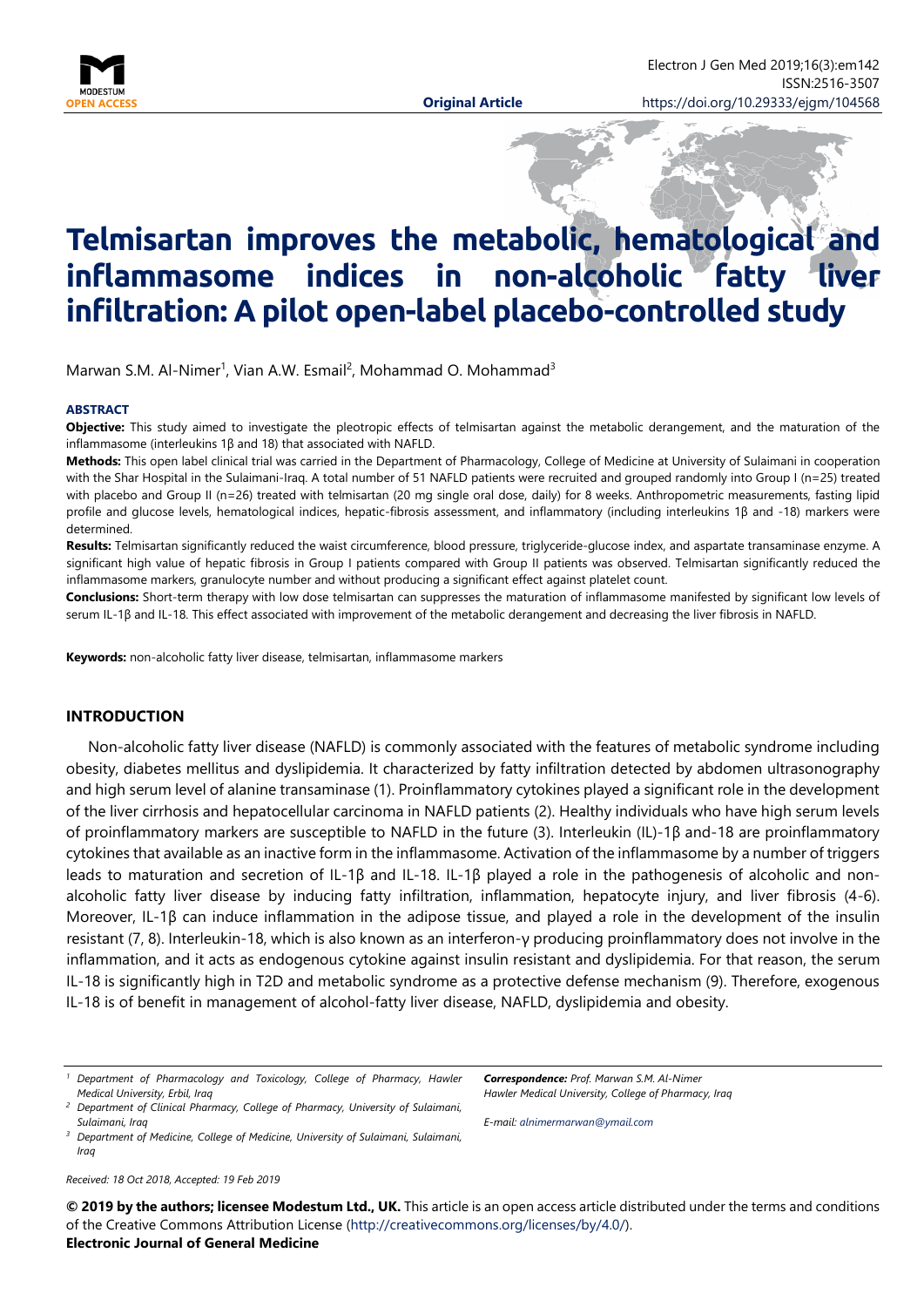# Telmisartan improves the metabolic, hematological and inflammasome indices in non-alcoholic fatty liver infiltration: A pilot open-label placebo-controlled study

Marwan S.M. Al-Nimer[1], Vian A.W. Esmail[2], Mohammad O. Mohammad[3]

### ABSTRACT

**Objective:** This study aimed to investigate the pleotropic effects of telmisartan against the metabolic derangement, and the maturation of the inflammasome (interleukins 1β and 18) that associated with NAFLD.

**Methods:** This open label clinical trial was carried in the Department of Pharmacology, College of Medicine at University of Sulaimani in cooperation with the Shar Hospital in the Sulaimani-Iraq. A total number of 51 NAFLD patients were recruited and grouped randomly into Group I (n=25) treated with placebo and Group II (n=26) treated with telmisartan (20 mg single oral dose, daily) for 8 weeks. Anthropometric measurements, fasting lipid profile and glucose levels, hematological indices, hepatic-fibrosis assessment, and inflammatory (including interleukins 1β and -18) markers were determined.

**Results:** Telmisartan significantly reduced the waist circumference, blood pressure, triglyceride-glucose index, and aspartate transaminase enzyme. A significant high value of hepatic fibrosis in Group I patients compared with Group II patients was observed. Telmisartan significantly reduced the inflammasome markers, granulocyte number and without producing a significant effect against platelet count.

**Conclusions:** Short-term therapy with low dose telmisartan can suppresses the maturation of inflammasome manifested by significant low levels of serum IL-1β and IL-18. This effect associated with improvement of the metabolic derangement and decreasing the liver fibrosis in NAFLD.

**Keywords:** non-alcoholic fatty liver disease, telmisartan, inflammasome markers

## INTRODUCTION

Non-alcoholic fatty liver disease (NAFLD) is commonly associated with the features of metabolic syndrome including obesity, diabetes mellitus and dyslipidemia. It characterized by fatty infiltration detected by abdomen ultrasonography and high serum level of alanine transaminase (1). Proinflammatory cytokines played a significant role in the development of the liver cirrhosis and hepatocellular carcinoma in NAFLD patients (2). Healthy individuals who have high serum levels of proinflammatory markers are susceptible to NAFLD in the future (3). Interleukin (IL)-1β and-18 are proinflammatory cytokines that available as an inactive form in the inflammasome. Activation of the inflammasome by a number of triggers leads to maturation and secretion of IL-1β and IL-18. IL-1β played a role in the pathogenesis of alcoholic and non-alcoholic fatty liver disease by inducing fatty infiltration, inflammation, hepatocyte injury, and liver fibrosis (4-6). Moreover, IL-1β can induce inflammation in the adipose tissue, and played a role in the development of the insulin resistant (7, 8). Interleukin-18, which is also known as an interferon-γ producing proinflammatory does not involve in the inflammation, and it acts as endogenous cytokine against insulin resistant and dyslipidemia. For that reason, the serum IL-18 is significantly high in T2D and metabolic syndrome as a protective defense mechanism (9). Therefore, exogenous IL-18 is of benefit in management of alcohol-fatty liver disease, NAFLD, dyslipidemia and obesity.

[1] Department of Pharmacology and Toxicology, College of Pharmacy, Hawler Medical University, Erbil, Iraq
[2] Department of Clinical Pharmacy, College of Pharmacy, University of Sulaimani, Sulaimani, Iraq
[3] Department of Medicine, College of Medicine, University of Sulaimani, Sulaimani, Iraq

***Correspondence:** Prof. Marwan S.M. Al-Nimer*
*Hawler Medical University, College of Pharmacy, Iraq*

*E-mail: alnimermarwan@ymail.com*

*Received: 18 Oct 2018, Accepted: 19 Feb 2019*

**© 2019 by the authors; licensee Modestum Ltd., UK.** This article is an open access article distributed under the terms and conditions of the Creative Commons Attribution License (http://creativecommons.org/licenses/by/4.0/).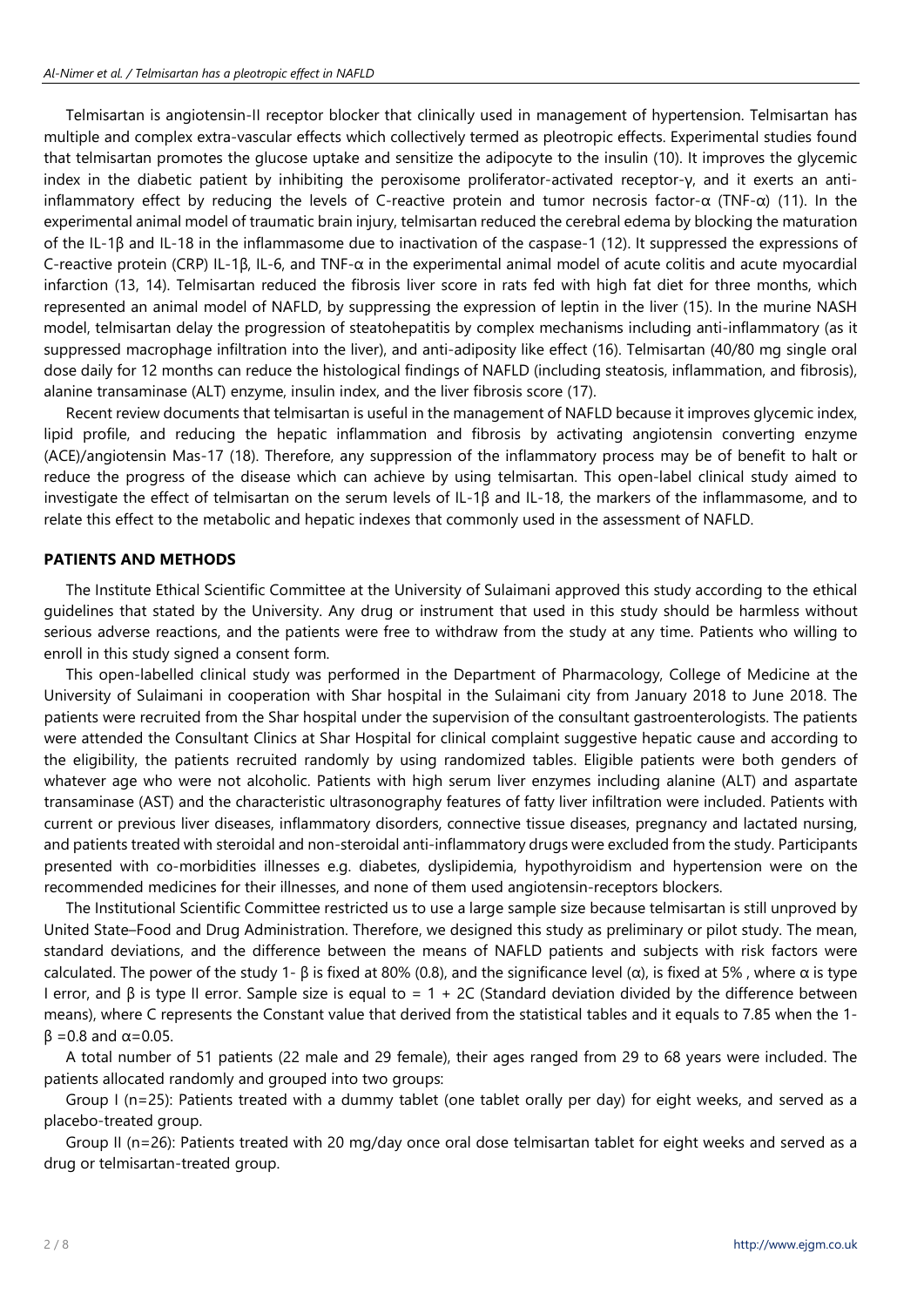Telmisartan is angiotensin-II receptor blocker that clinically used in management of hypertension. Telmisartan has multiple and complex extra-vascular effects which collectively termed as pleotropic effects. Experimental studies found that telmisartan promotes the glucose uptake and sensitize the adipocyte to the insulin (10). It improves the glycemic index in the diabetic patient by inhibiting the peroxisome proliferator-activated receptor-γ, and it exerts an anti-inflammatory effect by reducing the levels of C-reactive protein and tumor necrosis factor-α (TNF-α) (11). In the experimental animal model of traumatic brain injury, telmisartan reduced the cerebral edema by blocking the maturation of the IL-1β and IL-18 in the inflammasome due to inactivation of the caspase-1 (12). It suppressed the expressions of C-reactive protein (CRP) IL-1β, IL-6, and TNF-α in the experimental animal model of acute colitis and acute myocardial infarction (13, 14). Telmisartan reduced the fibrosis liver score in rats fed with high fat diet for three months, which represented an animal model of NAFLD, by suppressing the expression of leptin in the liver (15). In the murine NASH model, telmisartan delay the progression of steatohepatitis by complex mechanisms including anti-inflammatory (as it suppressed macrophage infiltration into the liver), and anti-adiposity like effect (16). Telmisartan (40/80 mg single oral dose daily for 12 months can reduce the histological findings of NAFLD (including steatosis, inflammation, and fibrosis), alanine transaminase (ALT) enzyme, insulin index, and the liver fibrosis score (17).

Recent review documents that telmisartan is useful in the management of NAFLD because it improves glycemic index, lipid profile, and reducing the hepatic inflammation and fibrosis by activating angiotensin converting enzyme (ACE)/angiotensin Mas-17 (18). Therefore, any suppression of the inflammatory process may be of benefit to halt or reduce the progress of the disease which can achieve by using telmisartan. This open-label clinical study aimed to investigate the effect of telmisartan on the serum levels of IL-1β and IL-18, the markers of the inflammasome, and to relate this effect to the metabolic and hepatic indexes that commonly used in the assessment of NAFLD.

## PATIENTS AND METHODS

The Institute Ethical Scientific Committee at the University of Sulaimani approved this study according to the ethical guidelines that stated by the University. Any drug or instrument that used in this study should be harmless without serious adverse reactions, and the patients were free to withdraw from the study at any time. Patients who willing to enroll in this study signed a consent form.

This open-labelled clinical study was performed in the Department of Pharmacology, College of Medicine at the University of Sulaimani in cooperation with Shar hospital in the Sulaimani city from January 2018 to June 2018. The patients were recruited from the Shar hospital under the supervision of the consultant gastroenterologists. The patients were attended the Consultant Clinics at Shar Hospital for clinical complaint suggestive hepatic cause and according to the eligibility, the patients recruited randomly by using randomized tables. Eligible patients were both genders of whatever age who were not alcoholic. Patients with high serum liver enzymes including alanine (ALT) and aspartate transaminase (AST) and the characteristic ultrasonography features of fatty liver infiltration were included. Patients with current or previous liver diseases, inflammatory disorders, connective tissue diseases, pregnancy and lactated nursing, and patients treated with steroidal and non-steroidal anti-inflammatory drugs were excluded from the study. Participants presented with co-morbidities illnesses e.g. diabetes, dyslipidemia, hypothyroidism and hypertension were on the recommended medicines for their illnesses, and none of them used angiotensin-receptors blockers.

The Institutional Scientific Committee restricted us to use a large sample size because telmisartan is still unproved by United State–Food and Drug Administration. Therefore, we designed this study as preliminary or pilot study. The mean, standard deviations, and the difference between the means of NAFLD patients and subjects with risk factors were calculated. The power of the study 1- β is fixed at 80% (0.8), and the significance level (α), is fixed at 5% , where α is type I error, and β is type II error. Sample size is equal to = 1 + 2C (Standard deviation divided by the difference between means), where C represents the Constant value that derived from the statistical tables and it equals to 7.85 when the $1-\beta = 0.8$ and $\alpha = 0.05$.

A total number of 51 patients (22 male and 29 female), their ages ranged from 29 to 68 years were included. The patients allocated randomly and grouped into two groups:

Group I (n=25): Patients treated with a dummy tablet (one tablet orally per day) for eight weeks, and served as a placebo-treated group.

Group II (n=26): Patients treated with 20 mg/day once oral dose telmisartan tablet for eight weeks and served as a drug or telmisartan-treated group.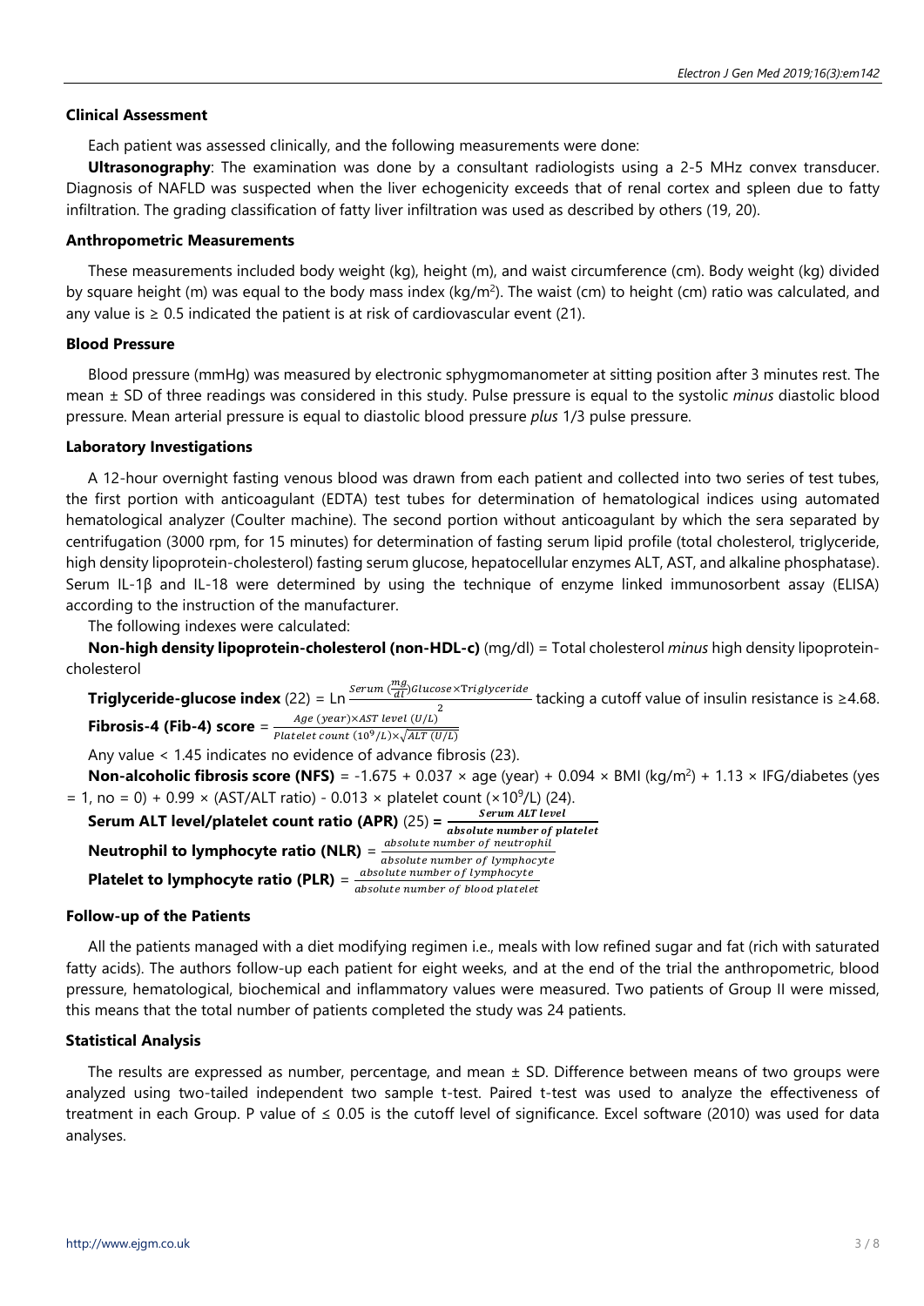### Clinical Assessment

Each patient was assessed clinically, and the following measurements were done:

**Ultrasonography**: The examination was done by a consultant radiologists using a 2-5 MHz convex transducer. Diagnosis of NAFLD was suspected when the liver echogenicity exceeds that of renal cortex and spleen due to fatty infiltration. The grading classification of fatty liver infiltration was used as described by others (19, 20).

### Anthropometric Measurements

These measurements included body weight (kg), height (m), and waist circumference (cm). Body weight (kg) divided by square height (m) was equal to the body mass index (kg/m$^2$). The waist (cm) to height (cm) ratio was calculated, and any value is ≥ 0.5 indicated the patient is at risk of cardiovascular event (21).

### Blood Pressure

Blood pressure (mmHg) was measured by electronic sphygmomanometer at sitting position after 3 minutes rest. The mean ± SD of three readings was considered in this study. Pulse pressure is equal to the systolic *minus* diastolic blood pressure. Mean arterial pressure is equal to diastolic blood pressure *plus* 1/3 pulse pressure.

### Laboratory Investigations

A 12-hour overnight fasting venous blood was drawn from each patient and collected into two series of test tubes, the first portion with anticoagulant (EDTA) test tubes for determination of hematological indices using automated hematological analyzer (Coulter machine). The second portion without anticoagulant by which the sera separated by centrifugation (3000 rpm, for 15 minutes) for determination of fasting serum lipid profile (total cholesterol, triglyceride, high density lipoprotein-cholesterol) fasting serum glucose, hepatocellular enzymes ALT, AST, and alkaline phosphatase). Serum IL-1β and IL-18 were determined by using the technique of enzyme linked immunosorbent assay (ELISA) according to the instruction of the manufacturer.

The following indexes were calculated:

**Non-high density lipoprotein-cholesterol (non-HDL-c)** (mg/dl) = Total cholesterol *minus* high density lipoprotein-cholesterol

**Triglyceride-glucose index** (22) = $\text{Ln}\,\frac{\text{Serum}\,(\frac{mg}{dl})\text{Glucose}\times\text{Triglyceride}}{2}$ tacking a cutoff value of insulin resistance is ≥4.68.

**Fibrosis-4 (Fib-4) score** = $\frac{\text{Age (year)}\times\text{AST level (U/L)}}{\text{Platelet count }(10^9/L)\times\sqrt{\text{ALT (U/L)}}}$

Any value < 1.45 indicates no evidence of advance fibrosis (23).

**Non-alcoholic fibrosis score (NFS)** = -1.675 + 0.037 × age (year) + 0.094 × BMI (kg/m$^2$) + 1.13 × IFG/diabetes (yes = 1, no = 0) + 0.99 × (AST/ALT ratio) - 0.013 × platelet count (×10$^9$/L) (24).

**Serum ALT level/platelet count ratio (APR)** (25) = $\frac{\textbf{Serum ALT level}}{\textbf{absolute number of platelet}}$

**Neutrophil to lymphocyte ratio (NLR)** = $\frac{\text{absolute number of neutrophil}}{\text{absolute number of lymphocyte}}$

**Platelet to lymphocyte ratio (PLR)** = $\frac{\text{absolute number of lymphocyte}}{\text{absolute number of blood platelet}}$

### Follow-up of the Patients

All the patients managed with a diet modifying regimen i.e., meals with low refined sugar and fat (rich with saturated fatty acids). The authors follow-up each patient for eight weeks, and at the end of the trial the anthropometric, blood pressure, hematological, biochemical and inflammatory values were measured. Two patients of Group II were missed, this means that the total number of patients completed the study was 24 patients.

### Statistical Analysis

The results are expressed as number, percentage, and mean ± SD. Difference between means of two groups were analyzed using two-tailed independent two sample t-test. Paired t-test was used to analyze the effectiveness of treatment in each Group. P value of ≤ 0.05 is the cutoff level of significance. Excel software (2010) was used for data analyses.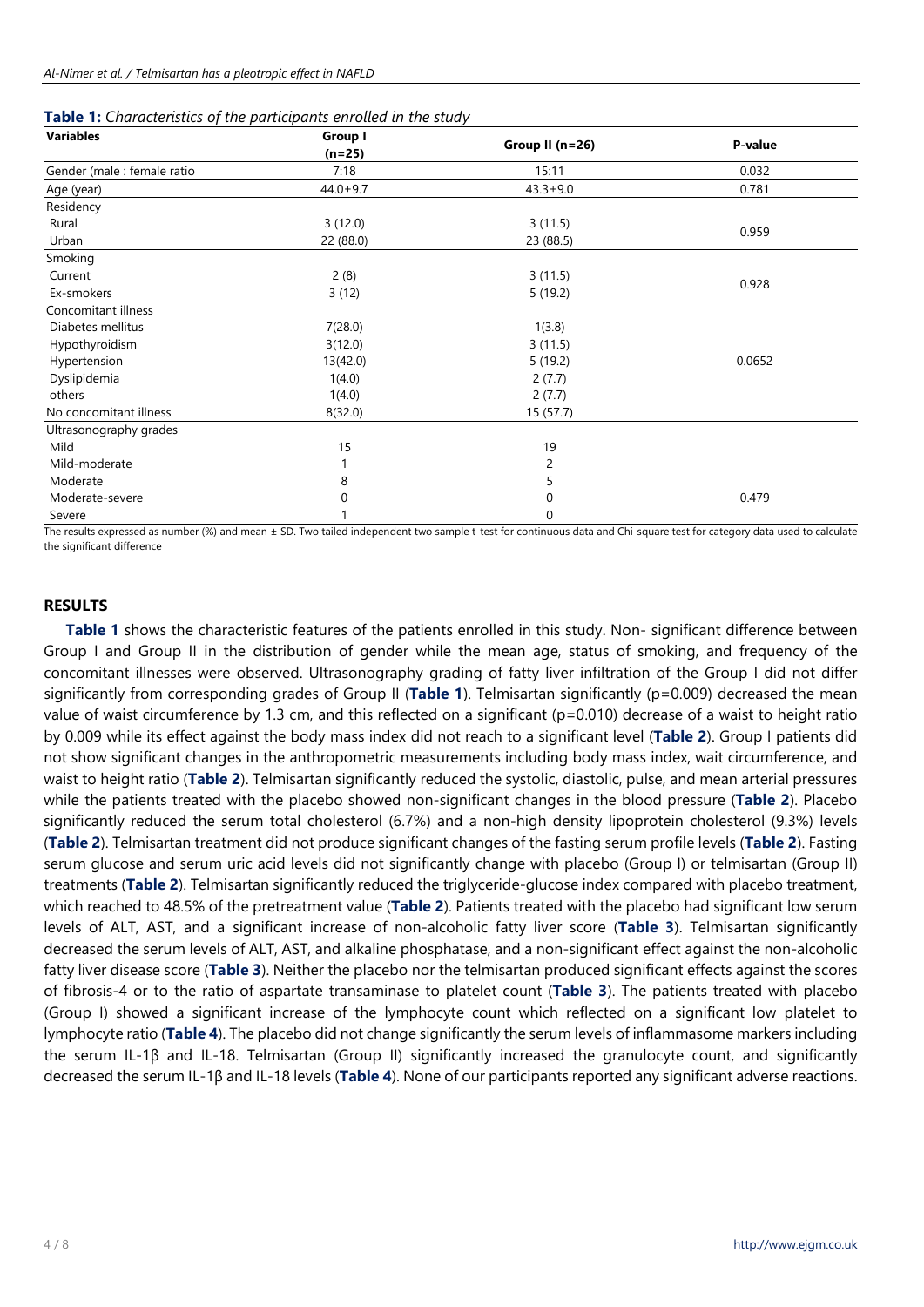**Table 1:** *Characteristics of the participants enrolled in the study*

| Variables | Group I (n=25) | Group II (n=26) | P-value |
|---|---|---|---|
| Gender (male : female ratio | 7:18 | 15:11 | 0.032 |
| Age (year) | 44.0±9.7 | 43.3±9.0 | 0.781 |
| Residency | | | |
| Rural | 3 (12.0) | 3 (11.5) | 0.959 |
| Urban | 22 (88.0) | 23 (88.5) | |
| Smoking | | | |
| Current | 2 (8) | 3 (11.5) | 0.928 |
| Ex-smokers | 3 (12) | 5 (19.2) | |
| Concomitant illness | | | |
| Diabetes mellitus | 7(28.0) | 1(3.8) | 0.0652 |
| Hypothyroidism | 3(12.0) | 3 (11.5) | |
| Hypertension | 13(42.0) | 5 (19.2) | |
| Dyslipidemia | 1(4.0) | 2 (7.7) | |
| others | 1(4.0) | 2 (7.7) | |
| No concomitant illness | 8(32.0) | 15 (57.7) | |
| Ultrasonography grades | | | |
| Mild | 15 | 19 | 0.479 |
| Mild-moderate | 1 | 2 | |
| Moderate | 8 | 5 | |
| Moderate-severe | 0 | 0 | |
| Severe | 1 | 0 | |

The results expressed as number (%) and mean ± SD. Two tailed independent two sample t-test for continuous data and Chi-square test for category data used to calculate the significant difference

## RESULTS

**Table 1** shows the characteristic features of the patients enrolled in this study. Non- significant difference between Group I and Group II in the distribution of gender while the mean age, status of smoking, and frequency of the concomitant illnesses were observed. Ultrasonography grading of fatty liver infiltration of the Group I did not differ significantly from corresponding grades of Group II (**Table 1**). Telmisartan significantly ($p=0.009$) decreased the mean value of waist circumference by 1.3 cm, and this reflected on a significant ($p=0.010$) decrease of a waist to height ratio by 0.009 while its effect against the body mass index did not reach to a significant level (**Table 2**). Group I patients did not show significant changes in the anthropometric measurements including body mass index, wait circumference, and waist to height ratio (**Table 2**). Telmisartan significantly reduced the systolic, diastolic, pulse, and mean arterial pressures while the patients treated with the placebo showed non-significant changes in the blood pressure (**Table 2**). Placebo significantly reduced the serum total cholesterol (6.7%) and a non-high density lipoprotein cholesterol (9.3%) levels (**Table 2**). Telmisartan treatment did not produce significant changes of the fasting serum profile levels (**Table 2**). Fasting serum glucose and serum uric acid levels did not significantly change with placebo (Group I) or telmisartan (Group II) treatments (**Table 2**). Telmisartan significantly reduced the triglyceride-glucose index compared with placebo treatment, which reached to 48.5% of the pretreatment value (**Table 2**). Patients treated with the placebo had significant low serum levels of ALT, AST, and a significant increase of non-alcoholic fatty liver score (**Table 3**). Telmisartan significantly decreased the serum levels of ALT, AST, and alkaline phosphatase, and a non-significant effect against the non-alcoholic fatty liver disease score (**Table 3**). Neither the placebo nor the telmisartan produced significant effects against the scores of fibrosis-4 or to the ratio of aspartate transaminase to platelet count (**Table 3**). The patients treated with placebo (Group I) showed a significant increase of the lymphocyte count which reflected on a significant low platelet to lymphocyte ratio (**Table 4**). The placebo did not change significantly the serum levels of inflammasome markers including the serum IL-1β and IL-18. Telmisartan (Group II) significantly increased the granulocyte count, and significantly decreased the serum IL-1β and IL-18 levels (**Table 4**). None of our participants reported any significant adverse reactions.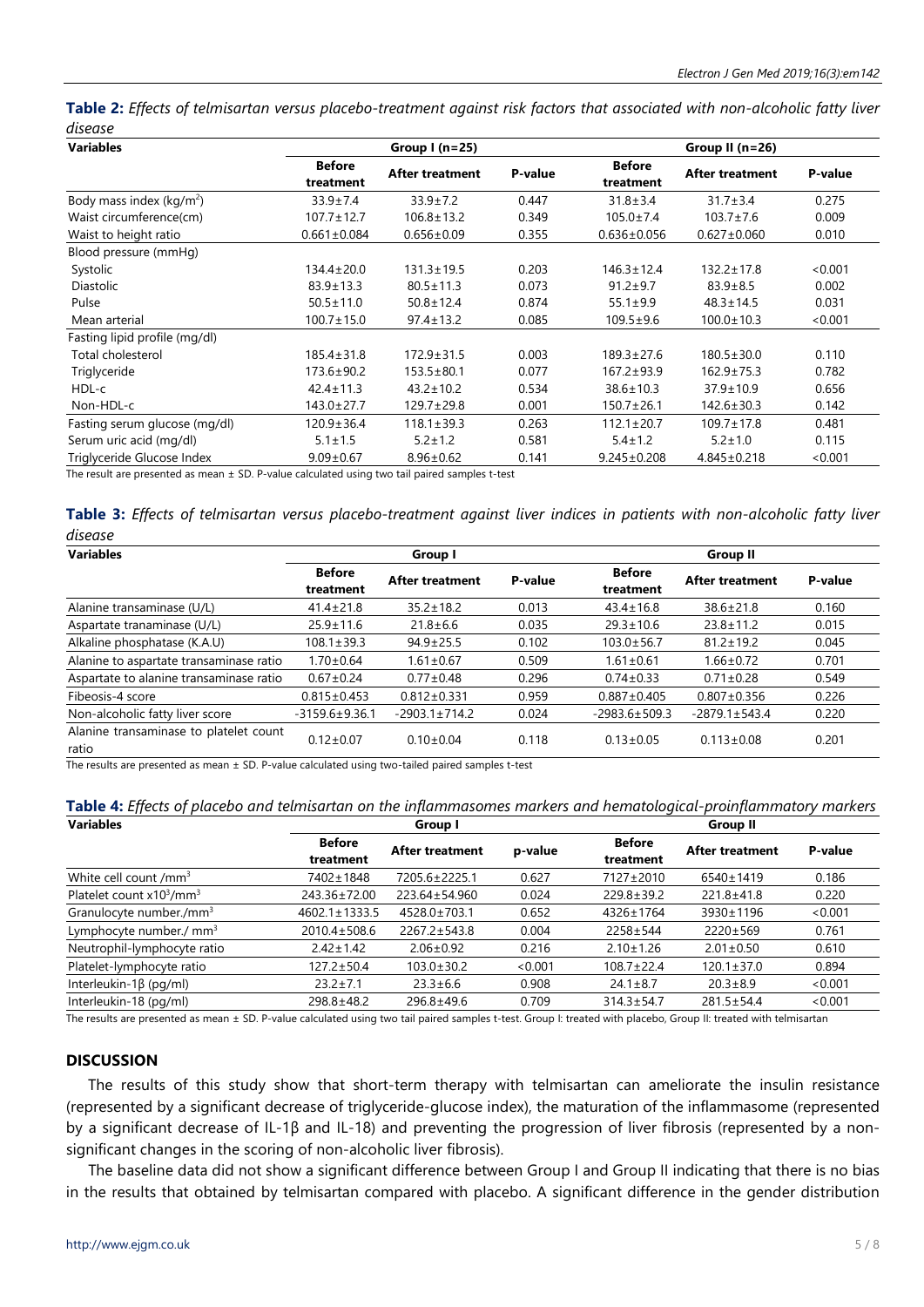**Table 2:** *Effects of telmisartan versus placebo-treatment against risk factors that associated with non-alcoholic fatty liver disease*

| Variables | Group I (n=25) | | | Group II (n=26) | | |
|---|---|---|---|---|---|---|
| | Before treatment | After treatment | P-value | Before treatment | After treatment | P-value |
| Body mass index (kg/m$^2$) | 33.9±7.4 | 33.9±7.2 | 0.447 | 31.8±3.4 | 31.7±3.4 | 0.275 |
| Waist circumference(cm) | 107.7±12.7 | 106.8±13.2 | 0.349 | 105.0±7.4 | 103.7±7.6 | 0.009 |
| Waist to height ratio | 0.661±0.084 | 0.656±0.09 | 0.355 | 0.636±0.056 | 0.627±0.060 | 0.010 |
| Blood pressure (mmHg) | | | | | | |
| Systolic | 134.4±20.0 | 131.3±19.5 | 0.203 | 146.3±12.4 | 132.2±17.8 | <0.001 |
| Diastolic | 83.9±13.3 | 80.5±11.3 | 0.073 | 91.2±9.7 | 83.9±8.5 | 0.002 |
| Pulse | 50.5±11.0 | 50.8±12.4 | 0.874 | 55.1±9.9 | 48.3±14.5 | 0.031 |
| Mean arterial | 100.7±15.0 | 97.4±13.2 | 0.085 | 109.5±9.6 | 100.0±10.3 | <0.001 |
| Fasting lipid profile (mg/dl) | | | | | | |
| Total cholesterol | 185.4±31.8 | 172.9±31.5 | 0.003 | 189.3±27.6 | 180.5±30.0 | 0.110 |
| Triglyceride | 173.6±90.2 | 153.5±80.1 | 0.077 | 167.2±93.9 | 162.9±75.3 | 0.782 |
| HDL-c | 42.4±11.3 | 43.2±10.2 | 0.534 | 38.6±10.3 | 37.9±10.9 | 0.656 |
| Non-HDL-c | 143.0±27.7 | 129.7±29.8 | 0.001 | 150.7±26.1 | 142.6±30.3 | 0.142 |
| Fasting serum glucose (mg/dl) | 120.9±36.4 | 118.1±39.3 | 0.263 | 112.1±20.7 | 109.7±17.8 | 0.481 |
| Serum uric acid (mg/dl) | 5.1±1.5 | 5.2±1.2 | 0.581 | 5.4±1.2 | 5.2±1.0 | 0.115 |
| Triglyceride Glucose Index | 9.09±0.67 | 8.96±0.62 | 0.141 | 9.245±0.208 | 4.845±0.218 | <0.001 |

The result are presented as mean ± SD. P-value calculated using two tail paired samples t-test

**Table 3:** *Effects of telmisartan versus placebo-treatment against liver indices in patients with non-alcoholic fatty liver disease*

| Variables | Group I | | | Group II | | |
|---|---|---|---|---|---|---|
| | Before treatment | After treatment | P-value | Before treatment | After treatment | P-value |
| Alanine transaminase (U/L) | 41.4±21.8 | 35.2±18.2 | 0.013 | 43.4±16.8 | 38.6±21.8 | 0.160 |
| Aspartate tranaminase (U/L) | 25.9±11.6 | 21.8±6.6 | 0.035 | 29.3±10.6 | 23.8±11.2 | 0.015 |
| Alkaline phosphatase (K.A.U) | 108.1±39.3 | 94.9±25.5 | 0.102 | 103.0±56.7 | 81.2±19.2 | 0.045 |
| Alanine to aspartate transaminase ratio | 1.70±0.64 | 1.61±0.67 | 0.509 | 1.61±0.61 | 1.66±0.72 | 0.701 |
| Aspartate to alanine transaminase ratio | 0.67±0.24 | 0.77±0.48 | 0.296 | 0.74±0.33 | 0.71±0.28 | 0.549 |
| Fibeosis-4 score | 0.815±0.453 | 0.812±0.331 | 0.959 | 0.887±0.405 | 0.807±0.356 | 0.226 |
| Non-alcoholic fatty liver score | -3159.6±9.36.1 | -2903.1±714.2 | 0.024 | -2983.6±509.3 | -2879.1±543.4 | 0.220 |
| Alanine transaminase to platelet count ratio | 0.12±0.07 | 0.10±0.04 | 0.118 | 0.13±0.05 | 0.113±0.08 | 0.201 |

The results are presented as mean ± SD. P-value calculated using two-tailed paired samples t-test

**Table 4:** *Effects of placebo and telmisartan on the inflammasomes markers and hematological-proinflammatory markers*

| Variables | Group I | | | Group II | | |
|---|---|---|---|---|---|---|
| | Before treatment | After treatment | p-value | Before treatment | After treatment | P-value |
| White cell count /mm$^3$ | 7402±1848 | 7205.6±2225.1 | 0.627 | 7127±2010 | 6540±1419 | 0.186 |
| Platelet count x10$^3$/mm$^3$ | 243.36±72.00 | 223.64±54.960 | 0.024 | 229.8±39.2 | 221.8±41.8 | 0.220 |
| Granulocyte number./mm$^3$ | 4602.1±1333.5 | 4528.0±703.1 | 0.652 | 4326±1764 | 3930±1196 | <0.001 |
| Lymphocyte number./ mm$^3$ | 2010.4±508.6 | 2267.2±543.8 | 0.004 | 2258±544 | 2220±569 | 0.761 |
| Neutrophil-lymphocyte ratio | 2.42±1.42 | 2.06±0.92 | 0.216 | 2.10±1.26 | 2.01±0.50 | 0.610 |
| Platelet-lymphocyte ratio | 127.2±50.4 | 103.0±30.2 | <0.001 | 108.7±22.4 | 120.1±37.0 | 0.894 |
| Interleukin-1β (pg/ml) | 23.2±7.1 | 23.3±6.6 | 0.908 | 24.1±8.7 | 20.3±8.9 | <0.001 |
| Interleukin-18 (pg/ml) | 298.8±48.2 | 296.8±49.6 | 0.709 | 314.3±54.7 | 281.5±54.4 | <0.001 |

The results are presented as mean ± SD. P-value calculated using two tail paired samples t-test. Group I: treated with placebo, Group II: treated with telmisartan

## DISCUSSION

The results of this study show that short-term therapy with telmisartan can ameliorate the insulin resistance (represented by a significant decrease of triglyceride-glucose index), the maturation of the inflammasome (represented by a significant decrease of IL-1β and IL-18) and preventing the progression of liver fibrosis (represented by a non-significant changes in the scoring of non-alcoholic liver fibrosis).

The baseline data did not show a significant difference between Group I and Group II indicating that there is no bias in the results that obtained by telmisartan compared with placebo. A significant difference in the gender distribution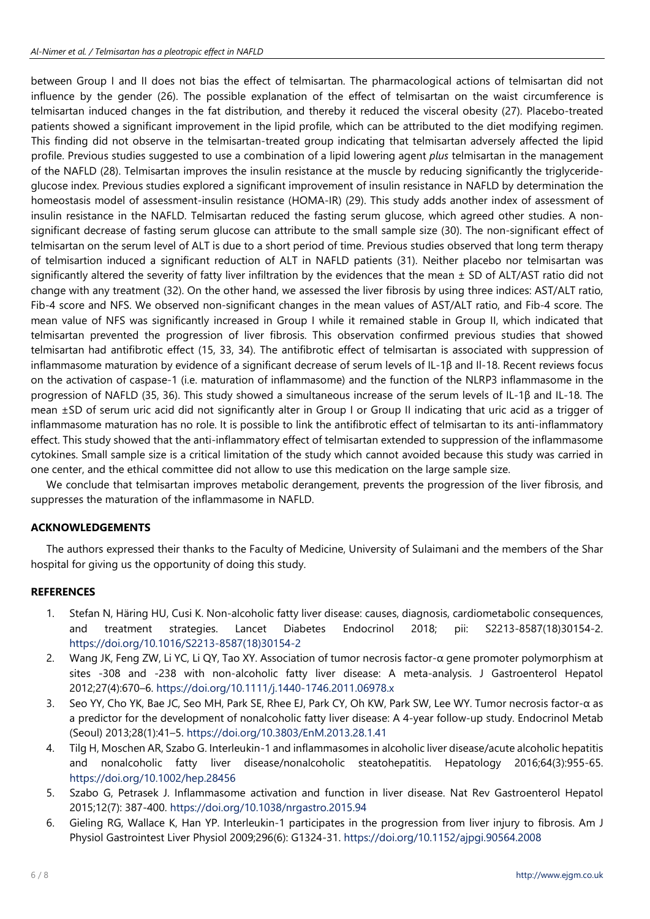between Group I and II does not bias the effect of telmisartan. The pharmacological actions of telmisartan did not influence by the gender (26). The possible explanation of the effect of telmisartan on the waist circumference is telmisartan induced changes in the fat distribution, and thereby it reduced the visceral obesity (27). Placebo-treated patients showed a significant improvement in the lipid profile, which can be attributed to the diet modifying regimen. This finding did not observe in the telmisartan-treated group indicating that telmisartan adversely affected the lipid profile. Previous studies suggested to use a combination of a lipid lowering agent *plus* telmisartan in the management of the NAFLD (28). Telmisartan improves the insulin resistance at the muscle by reducing significantly the triglyceride-glucose index. Previous studies explored a significant improvement of insulin resistance in NAFLD by determination the homeostasis model of assessment-insulin resistance (HOMA-IR) (29). This study adds another index of assessment of insulin resistance in the NAFLD. Telmisartan reduced the fasting serum glucose, which agreed other studies. A non-significant decrease of fasting serum glucose can attribute to the small sample size (30). The non-significant effect of telmisartan on the serum level of ALT is due to a short period of time. Previous studies observed that long term therapy of telmisartion induced a significant reduction of ALT in NAFLD patients (31). Neither placebo nor telmisartan was significantly altered the severity of fatty liver infiltration by the evidences that the mean ± SD of ALT/AST ratio did not change with any treatment (32). On the other hand, we assessed the liver fibrosis by using three indices: AST/ALT ratio, Fib-4 score and NFS. We observed non-significant changes in the mean values of AST/ALT ratio, and Fib-4 score. The mean value of NFS was significantly increased in Group I while it remained stable in Group II, which indicated that telmisartan prevented the progression of liver fibrosis. This observation confirmed previous studies that showed telmisartan had antifibrotic effect (15, 33, 34). The antifibrotic effect of telmisartan is associated with suppression of inflammasome maturation by evidence of a significant decrease of serum levels of IL-1β and Il-18. Recent reviews focus on the activation of caspase-1 (i.e. maturation of inflammasome) and the function of the NLRP3 inflammasome in the progression of NAFLD (35, 36). This study showed a simultaneous increase of the serum levels of IL-1β and IL-18. The mean ±SD of serum uric acid did not significantly alter in Group I or Group II indicating that uric acid as a trigger of inflammasome maturation has no role. It is possible to link the antifibrotic effect of telmisartan to its anti-inflammatory effect. This study showed that the anti-inflammatory effect of telmisartan extended to suppression of the inflammasome cytokines. Small sample size is a critical limitation of the study which cannot avoided because this study was carried in one center, and the ethical committee did not allow to use this medication on the large sample size.

We conclude that telmisartan improves metabolic derangement, prevents the progression of the liver fibrosis, and suppresses the maturation of the inflammasome in NAFLD.

## ACKNOWLEDGEMENTS

The authors expressed their thanks to the Faculty of Medicine, University of Sulaimani and the members of the Shar hospital for giving us the opportunity of doing this study.

## REFERENCES

1. Stefan N, Häring HU, Cusi K. Non-alcoholic fatty liver disease: causes, diagnosis, cardiometabolic consequences, and treatment strategies. Lancet Diabetes Endocrinol 2018; pii: S2213-8587(18)30154-2. https://doi.org/10.1016/S2213-8587(18)30154-2
2. Wang JK, Feng ZW, Li YC, Li QY, Tao XY. Association of tumor necrosis factor-α gene promoter polymorphism at sites -308 and -238 with non-alcoholic fatty liver disease: A meta-analysis. J Gastroenterol Hepatol 2012;27(4):670–6. https://doi.org/10.1111/j.1440-1746.2011.06978.x
3. Seo YY, Cho YK, Bae JC, Seo MH, Park SE, Rhee EJ, Park CY, Oh KW, Park SW, Lee WY. Tumor necrosis factor-α as a predictor for the development of nonalcoholic fatty liver disease: A 4-year follow-up study. Endocrinol Metab (Seoul) 2013;28(1):41–5. https://doi.org/10.3803/EnM.2013.28.1.41
4. Tilg H, Moschen AR, Szabo G. Interleukin-1 and inflammasomes in alcoholic liver disease/acute alcoholic hepatitis and nonalcoholic fatty liver disease/nonalcoholic steatohepatitis. Hepatology 2016;64(3):955-65. https://doi.org/10.1002/hep.28456
5. Szabo G, Petrasek J. Inflammasome activation and function in liver disease. Nat Rev Gastroenterol Hepatol 2015;12(7): 387-400. https://doi.org/10.1038/nrgastro.2015.94
6. Gieling RG, Wallace K, Han YP. Interleukin-1 participates in the progression from liver injury to fibrosis. Am J Physiol Gastrointest Liver Physiol 2009;296(6): G1324-31. https://doi.org/10.1152/ajpgi.90564.2008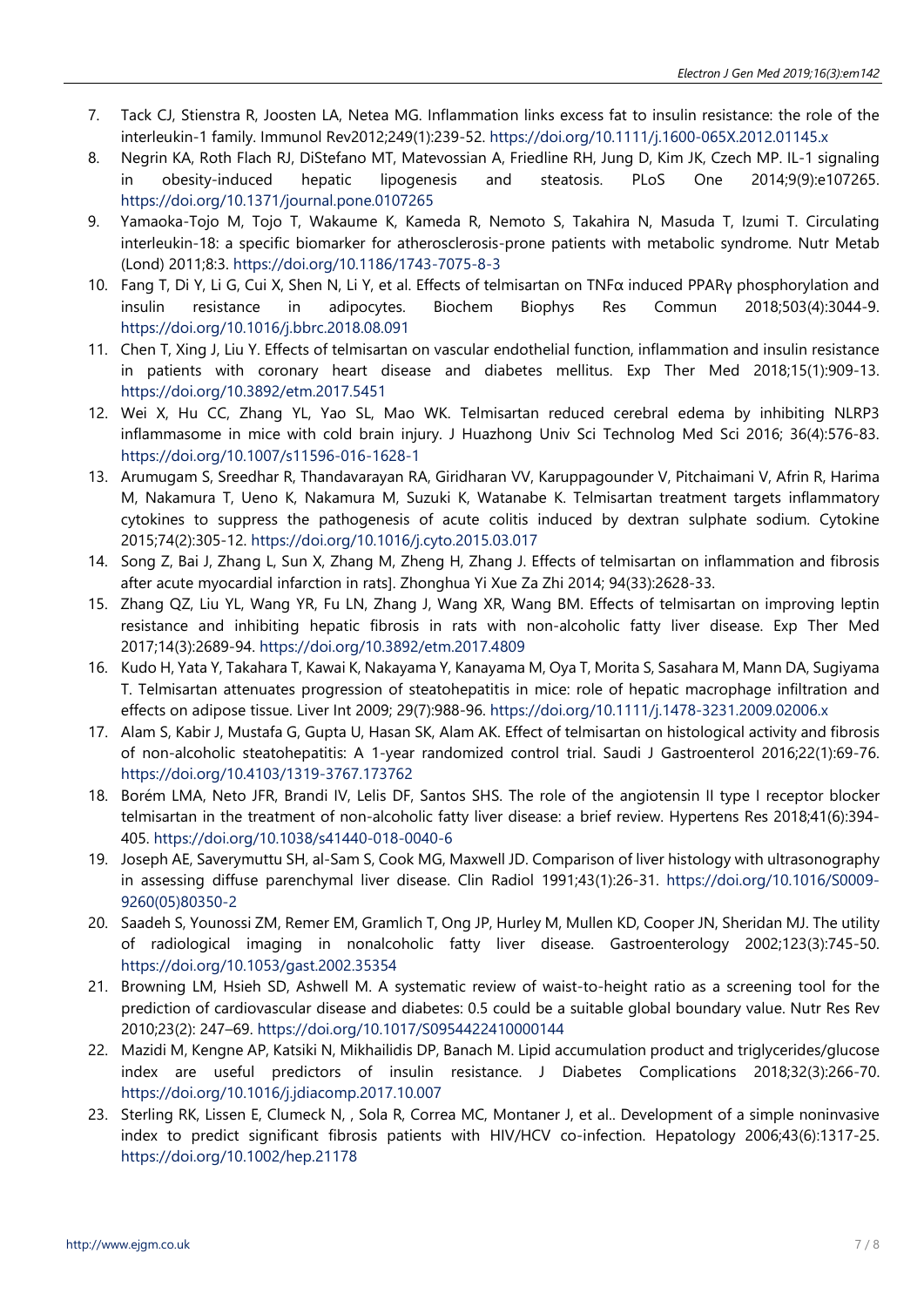7. Tack CJ, Stienstra R, Joosten LA, Netea MG. Inflammation links excess fat to insulin resistance: the role of the interleukin-1 family. Immunol Rev2012;249(1):239-52. https://doi.org/10.1111/j.1600-065X.2012.01145.x
8. Negrin KA, Roth Flach RJ, DiStefano MT, Matevossian A, Friedline RH, Jung D, Kim JK, Czech MP. IL-1 signaling in obesity-induced hepatic lipogenesis and steatosis. PLoS One 2014;9(9):e107265. https://doi.org/10.1371/journal.pone.0107265
9. Yamaoka-Tojo M, Tojo T, Wakaume K, Kameda R, Nemoto S, Takahira N, Masuda T, Izumi T. Circulating interleukin-18: a specific biomarker for atherosclerosis-prone patients with metabolic syndrome. Nutr Metab (Lond) 2011;8:3. https://doi.org/10.1186/1743-7075-8-3
10. Fang T, Di Y, Li G, Cui X, Shen N, Li Y, et al. Effects of telmisartan on TNFα induced PPARγ phosphorylation and insulin resistance in adipocytes. Biochem Biophys Res Commun 2018;503(4):3044-9. https://doi.org/10.1016/j.bbrc.2018.08.091
11. Chen T, Xing J, Liu Y. Effects of telmisartan on vascular endothelial function, inflammation and insulin resistance in patients with coronary heart disease and diabetes mellitus. Exp Ther Med 2018;15(1):909-13. https://doi.org/10.3892/etm.2017.5451
12. Wei X, Hu CC, Zhang YL, Yao SL, Mao WK. Telmisartan reduced cerebral edema by inhibiting NLRP3 inflammasome in mice with cold brain injury. J Huazhong Univ Sci Technolog Med Sci 2016; 36(4):576-83. https://doi.org/10.1007/s11596-016-1628-1
13. Arumugam S, Sreedhar R, Thandavarayan RA, Giridharan VV, Karuppagounder V, Pitchaimani V, Afrin R, Harima M, Nakamura T, Ueno K, Nakamura M, Suzuki K, Watanabe K. Telmisartan treatment targets inflammatory cytokines to suppress the pathogenesis of acute colitis induced by dextran sulphate sodium. Cytokine 2015;74(2):305-12. https://doi.org/10.1016/j.cyto.2015.03.017
14. Song Z, Bai J, Zhang L, Sun X, Zhang M, Zheng H, Zhang J. Effects of telmisartan on inflammation and fibrosis after acute myocardial infarction in rats]. Zhonghua Yi Xue Za Zhi 2014; 94(33):2628-33.
15. Zhang QZ, Liu YL, Wang YR, Fu LN, Zhang J, Wang XR, Wang BM. Effects of telmisartan on improving leptin resistance and inhibiting hepatic fibrosis in rats with non-alcoholic fatty liver disease. Exp Ther Med 2017;14(3):2689-94. https://doi.org/10.3892/etm.2017.4809
16. Kudo H, Yata Y, Takahara T, Kawai K, Nakayama Y, Kanayama M, Oya T, Morita S, Sasahara M, Mann DA, Sugiyama T. Telmisartan attenuates progression of steatohepatitis in mice: role of hepatic macrophage infiltration and effects on adipose tissue. Liver Int 2009; 29(7):988-96. https://doi.org/10.1111/j.1478-3231.2009.02006.x
17. Alam S, Kabir J, Mustafa G, Gupta U, Hasan SK, Alam AK. Effect of telmisartan on histological activity and fibrosis of non-alcoholic steatohepatitis: A 1-year randomized control trial. Saudi J Gastroenterol 2016;22(1):69-76. https://doi.org/10.4103/1319-3767.173762
18. Borém LMA, Neto JFR, Brandi IV, Lelis DF, Santos SHS. The role of the angiotensin II type I receptor blocker telmisartan in the treatment of non-alcoholic fatty liver disease: a brief review. Hypertens Res 2018;41(6):394-405. https://doi.org/10.1038/s41440-018-0040-6
19. Joseph AE, Saverymuttu SH, al-Sam S, Cook MG, Maxwell JD. Comparison of liver histology with ultrasonography in assessing diffuse parenchymal liver disease. Clin Radiol 1991;43(1):26-31. https://doi.org/10.1016/S0009-9260(05)80350-2
20. Saadeh S, Younossi ZM, Remer EM, Gramlich T, Ong JP, Hurley M, Mullen KD, Cooper JN, Sheridan MJ. The utility of radiological imaging in nonalcoholic fatty liver disease. Gastroenterology 2002;123(3):745-50. https://doi.org/10.1053/gast.2002.35354
21. Browning LM, Hsieh SD, Ashwell M. A systematic review of waist-to-height ratio as a screening tool for the prediction of cardiovascular disease and diabetes: 0.5 could be a suitable global boundary value. Nutr Res Rev 2010;23(2): 247–69. https://doi.org/10.1017/S0954422410000144
22. Mazidi M, Kengne AP, Katsiki N, Mikhailidis DP, Banach M. Lipid accumulation product and triglycerides/glucose index are useful predictors of insulin resistance. J Diabetes Complications 2018;32(3):266-70. https://doi.org/10.1016/j.jdiacomp.2017.10.007
23. Sterling RK, Lissen E, Clumeck N, , Sola R, Correa MC, Montaner J, et al.. Development of a simple noninvasive index to predict significant fibrosis patients with HIV/HCV co-infection. Hepatology 2006;43(6):1317-25. https://doi.org/10.1002/hep.21178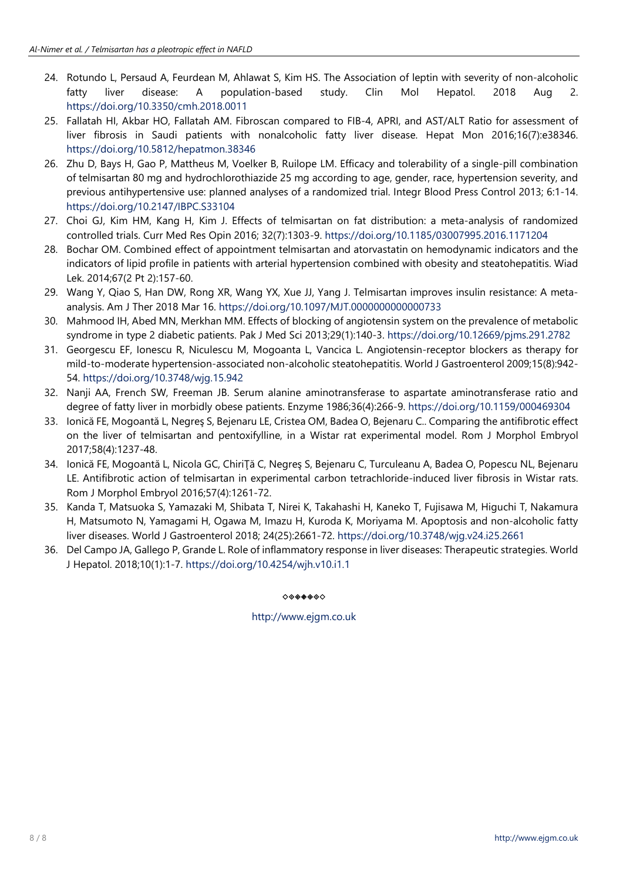24. Rotundo L, Persaud A, Feurdean M, Ahlawat S, Kim HS. The Association of leptin with severity of non-alcoholic fatty liver disease: A population-based study. Clin Mol Hepatol. 2018 Aug 2. https://doi.org/10.3350/cmh.2018.0011
25. Fallatah HI, Akbar HO, Fallatah AM. Fibroscan compared to FIB-4, APRI, and AST/ALT Ratio for assessment of liver fibrosis in Saudi patients with nonalcoholic fatty liver disease. Hepat Mon 2016;16(7):e38346. https://doi.org/10.5812/hepatmon.38346
26. Zhu D, Bays H, Gao P, Mattheus M, Voelker B, Ruilope LM. Efficacy and tolerability of a single-pill combination of telmisartan 80 mg and hydrochlorothiazide 25 mg according to age, gender, race, hypertension severity, and previous antihypertensive use: planned analyses of a randomized trial. Integr Blood Press Control 2013; 6:1-14. https://doi.org/10.2147/IBPC.S33104
27. Choi GJ, Kim HM, Kang H, Kim J. Effects of telmisartan on fat distribution: a meta-analysis of randomized controlled trials. Curr Med Res Opin 2016; 32(7):1303-9. https://doi.org/10.1185/03007995.2016.1171204
28. Bochar OM. Combined effect of appointment telmisartan and atorvastatin on hemodynamic indicators and the indicators of lipid profile in patients with arterial hypertension combined with obesity and steatohepatitis. Wiad Lek. 2014;67(2 Pt 2):157-60.
29. Wang Y, Qiao S, Han DW, Rong XR, Wang YX, Xue JJ, Yang J. Telmisartan improves insulin resistance: A meta-analysis. Am J Ther 2018 Mar 16. https://doi.org/10.1097/MJT.0000000000000733
30. Mahmood IH, Abed MN, Merkhan MM. Effects of blocking of angiotensin system on the prevalence of metabolic syndrome in type 2 diabetic patients. Pak J Med Sci 2013;29(1):140-3. https://doi.org/10.12669/pjms.291.2782
31. Georgescu EF, Ionescu R, Niculescu M, Mogoanta L, Vancica L. Angiotensin-receptor blockers as therapy for mild-to-moderate hypertension-associated non-alcoholic steatohepatitis. World J Gastroenterol 2009;15(8):942-54. https://doi.org/10.3748/wjg.15.942
32. Nanji AA, French SW, Freeman JB. Serum alanine aminotransferase to aspartate aminotransferase ratio and degree of fatty liver in morbidly obese patients. Enzyme 1986;36(4):266-9. https://doi.org/10.1159/000469304
33. Ionică FE, Mogoantă L, Negreş S, Bejenaru LE, Cristea OM, Badea O, Bejenaru C.. Comparing the antifibrotic effect on the liver of telmisartan and pentoxifylline, in a Wistar rat experimental model. Rom J Morphol Embryol 2017;58(4):1237-48.
34. Ionică FE, Mogoantă L, Nicola GC, ChiriŢă C, Negreş S, Bejenaru C, Turculeanu A, Badea O, Popescu NL, Bejenaru LE. Antifibrotic action of telmisartan in experimental carbon tetrachloride-induced liver fibrosis in Wistar rats. Rom J Morphol Embryol 2016;57(4):1261-72.
35. Kanda T, Matsuoka S, Yamazaki M, Shibata T, Nirei K, Takahashi H, Kaneko T, Fujisawa M, Higuchi T, Nakamura H, Matsumoto N, Yamagami H, Ogawa M, Imazu H, Kuroda K, Moriyama M. Apoptosis and non-alcoholic fatty liver diseases. World J Gastroenterol 2018; 24(25):2661-72. https://doi.org/10.3748/wjg.v24.i25.2661
36. Del Campo JA, Gallego P, Grande L. Role of inflammatory response in liver diseases: Therapeutic strategies. World J Hepatol. 2018;10(1):1-7. https://doi.org/10.4254/wjh.v10.i1.1

◇◈◆◆◆◈◇

http://www.ejgm.co.uk